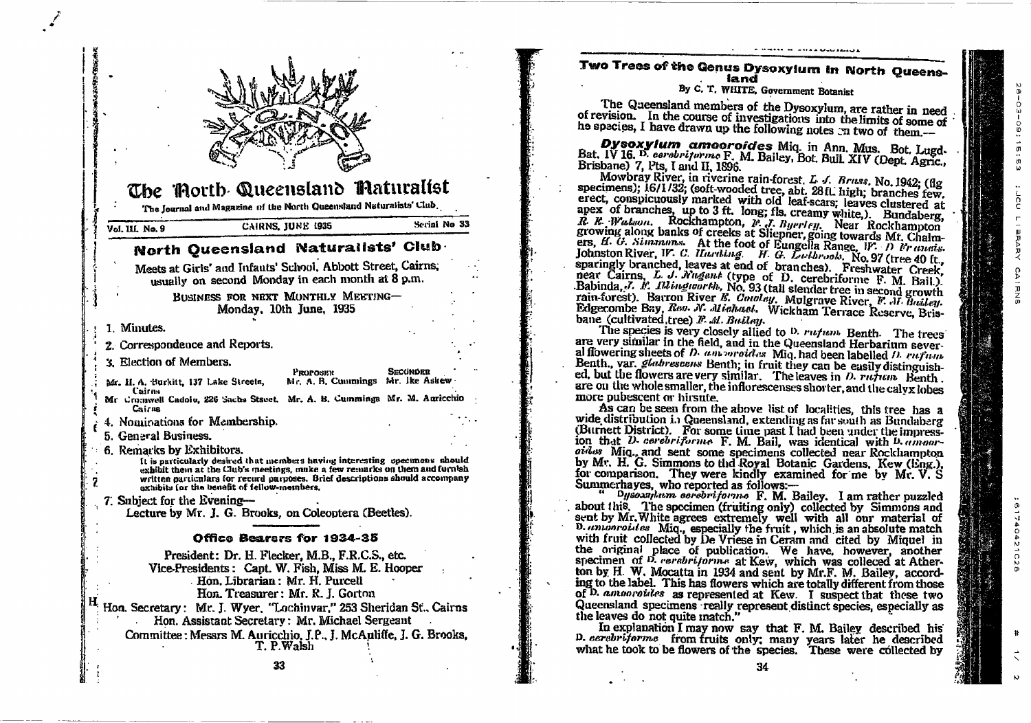# The North Queensland Naturalist

The Journal and Magazine of the North Queensland Naturalists' Club.

Vol. III. No. 9 CAIRNS, JUNE 1935 Serial No 33

## North Queensland Naturalists' Club

Meets at Girls' and Infants' School, Abbott Street, Cairns, usually on second Monday in each month at 8 p.m.

BUSINESS FOR NEXT MONTHLY MEETING—
Monday, 10th June, 1935

1. Minutes.
2. Correspondence and Reports.
3. Election of Members.

| | PROPOSER | SECONDER |
|---|---|---|
| Mr. H. A. Burkitt, 137 Lake Streets, Cairns | Mr. A. B. Cummings | Mr. Ike Askew |
| Mr. Cromwell Cadolo, 226 Sachs Street, Cairns | Mr. A. B. Cummings | Mr. M. Auricchio |

4. Nominations for Membership.
5. General Business.
6. Remarks by Exhibitors.

   It is particularly desired that members having interesting specimens should exhibit them at the Club's meetings, make a few remarks on them and furnish written particulars for record purposes. Brief descriptions should accompany exhibits for the benefit of fellow-members.

7. Subject for the Evening—
   Lecture by Mr. J. G. Brooks, on Coleoptera (Beetles).

### Office Bearers for 1934-35

President: Dr. H. Flecker, M.B., F.R.C.S., etc.
Vice-Presidents: Capt. W. Fish, Miss M. E. Hooper
Hon. Librarian: Mr. H. Purcell
Hon. Treasurer: Mr. R. J. Gorton
Hon. Secretary: Mr. J. Wyer, "Lochinvar," 253 Sheridan St., Cairns
Hon. Assistant Secretary: Mr. Michael Sergeant
Committee: Messrs M. Auricchio, J.P., J. McAuliffe, J. G. Brooks, T. P. Walsh

## Two Trees of the Genus Dysoxylum in North Queensland

By C. T. WHITE, Government Botanist

The Queensland members of the Dysoxylum, are rather in need of revision. In the course of investigations into the limits of some of he species, I have drawn up the following notes on two of them.—

***Dysoxylum amooroides*** Miq. in Ann. Mus. Bot. Lugd.-Bat. IV 16. *D. cerebriforme* F. M. Bailey, Bot. Bull. XIV (Dept. Agric., Brisbane) 7, Pts, I and II, 1896.

Mowbray River, in riverine rain-forest, *L. J. Brass*, No. 1942; (fig specimens); 16/1/32; (soft-wooded tree, abt. 28 ft. high; branches few, erect, conspicuously marked with old leaf-scars; leaves clustered at apex of branches, up to 3 ft. long; fls. creamy white,). Bundaberg, *R. E. Watson*. Rockhampton, *P. J. Byerley*. Near Rockhampton growing along banks of creeks at Sliepner, going towards Mt. Chalmers, *H. G. Simmons*. At the foot of Eungella Range, *W. D. Francis*. Johnston River, *W. C. Harding*. *H. G. Ladbrook*, No. 97 (tree 40 ft., sparingly branched, leaves at end of branches). Freshwater Creek, near Cairns, *L. J. Nugent* (type of D. cerebriforme F. M. Bail.). Babinda, *J. E. Illingworth*, No. 93 (tall slender tree in second growth rain-forest). Barron River *E. Cowley*. Mulgrave River, *F. M. Bailey*. Edgecombe Bay, *Rev. N. Michael*. Wickham Terrace Reserve, Brisbane (cultivated tree) *F. M. Bailey*.

The species is very closely allied to *D. rufum* Benth. The trees are very similar in the field, and in the Queensland Herbarium several flowering sheets of *D. amooroides* Miq. had been labelled *D. rufum* Benth., var. *glabrescens* Benth; in fruit they can be easily distinguished, but the flowers are very similar. The leaves in *D. rufum* Benth. are on the whole smaller, the inflorescenses shorter, and the calyx lobes more pubescent or hirsute.

As can be seen from the above list of localities, this tree has a wide distribution in Queensland, extending as far south as Bundaberg (Burnett District). For some time past I had been under the impression that *D. cerebriforme* F. M. Bail, was identical with *D. amooroides* Miq., and sent some specimens collected near Rockhampton by Mr. H. G. Simmons to the Royal Botanic Gardens, Kew (Eng.), for comparison. They were kindly examined for me by Mr. V. S Summerhayes, who reported as follows:—

"*Dysoxylum cerebriforme* F. M. Bailey. I am rather puzzled about this. The specimen (fruiting only) collected by Simmons and sent by Mr. White agrees extremely well with all our material of *D. amooroides* Miq., especially the fruit, which is an absolute match with fruit collected by De Vriese in Ceram and cited by Miquel in the original place of publication. We have, however, another specimen of *D. cerebriforme* at Kew, which was colleced at Atherton by H. W. Mocatta in 1934 and sent by Mr. F. M. Bailey, according to the label. This has flowers which are totally different from those of *D. amooroides* as represented at Kew. I suspect that these two Queensland specimens really represent distinct species, especially as the leaves do not quite match."

In explanation I may now say that F. M. Bailey described his *D. cerebriforme* from fruits only; many years later he described what he took to be flowers of the species. These were collected by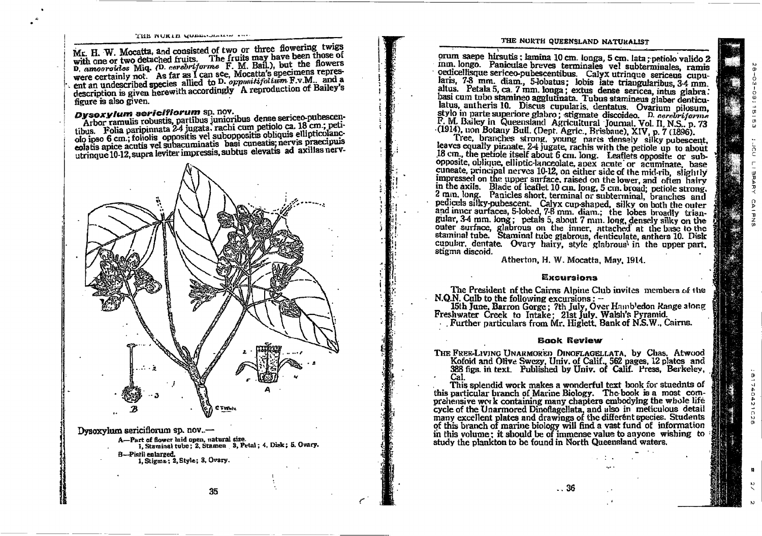Mr. H. W. Mocatta, and consisted of two or three flowering twigs with one or two detached fruits. The fruits may have been those of *D. amooroides* Miq. (*D. cerebriforme* F. M. Bail.), but the flowers were certainly not. As far as I can see, Mocatta's specimens represent an undescribed species allied to *D. oppositifolium* F.v.M., and a description is given herewith accordingly. A reproduction of Bailey's figure is also given.

### *Dysoxylum sericiflorum* sp. nov.

Arbor ramulis robustis, partibus junioribus dense sericeo-pubescentibus. Folia paripinnata 2-4 jugata, rachi cum petiolo ca. 18 cm.; petiolo ipso 6 cm.; foliolis oppositis vel subopposítis obliquis ellipticolanceolatis apice acutis vel subacuminatis basi cuneatis; nervis praecipuis utrinque 10-12, supra leviter impressis, subtus elevatis ad axillas nervorum saepe hirsutis; lamina 10 cm. longa, 5 cm. lata; petiolo valido 2 mm. longo. Paniculae breves terminales vel subterminales, ramis oedicellisque sericeo-pubescentibus. Calyx utrinque sericeus cupularis, 7-8 mm. diam., 5-lobatus; lobis late triangularibus, 3-4 mm. altus. Petala 5, ca. 7 mm. longa; extus dense sericea, intus glabra: basi cum tubo stamineo agglutinata. Tubus stamineus glaber denticulatus, antheris 10. Discus cupularis, dentatus. Ovarium pilosum, stylo in parte superiore glabro; stigmate discoideo. *D. cerebriforme* F. M. Bailey in Queensland Agricultural Journal, Vol. II, N.S., p. 73 (1914), non Botany Bull. (Dept. Agric., Brisbane), XIV, p. 7 (1896).

Dysoxylum sericiflorum sp. nov.—

A—Part of flower laid open, natural size.
1, Staminal tube; 2, Stamen; 3, Petal; 4, Disk; 5, Ovary.

B—Pistil enlarged.
1, Stigma; 2, Style; 3, Ovary.

Tree, branches strong, young parts densely silky pubescent, leaves equally pinnate, 2-4 jugate, rachis with the petiole up to about 18 cm., the petiole itself about 6 cm. long. Leaflets opposite or subopposite, oblique, elliptic-lanceolate, apex acute or acuminate, base cuneate, principal nerves 10-12, on either side of the mid-rib, slightly impressed on the upper surface, raised on the lower, and often hairy in the axils. Blade of leaflet 10 cm. long, 5 cm. broad; petiole strong, 2 mm. long. Panicles short, terminal or subterminal, branches and pedicels silky-pubescent. Calyx cup-shaped, silky on both the outer and inner surfaces, 5-lobed, 7-8 mm. diam.; the lobes broadly triangular, 3-4 mm. long; petals 5, about 7 mm. long, densely silky on the outer surface, glabrous on the inner, attached at the base to the staminal tube. Staminal tube glabrous, denticulate, anthers 10. Disk cupular, dentate. Ovary hairy, style glabrous in the upper part, stigma discoid.

Atherton, H. W. Mocatta, May, 1914.

## Excursions

The President of the Cairns Alpine Club invites members of the N.Q.N. Culb to the following excursions:—

15th June, Barron Gorge; 7th July, Over Hambledon Range along Freshwater Creek to Intake; 21st July, Walsh's Pyramid.

Further particulars from Mr. Higlett, Bank of N.S.W., Cairns.

## Book Review

The Free-Living Unarmored Dinoflagellata, by Chas. Atwood Kofoid and Olive Swezy, Univ. of Calif., 562 pages, 12 plates and 388 figs. in text. Published by Univ. of Calif. Press, Berkeley, Cal.

This splendid work makes a wonderful text book for stuednts of this particular branch of Marine Biology. The book is a most comprehensive work containing many chapters embodying the whole life cycle of the Unarmored Dinoflagellata, and also in meticulous detail many excellent plates and drawings of the different species. Students of this branch of marine biology will find a vast fund of information in this volume; it should be of immense value to anyone wishing to study the plankton to be found in North Queensland waters.